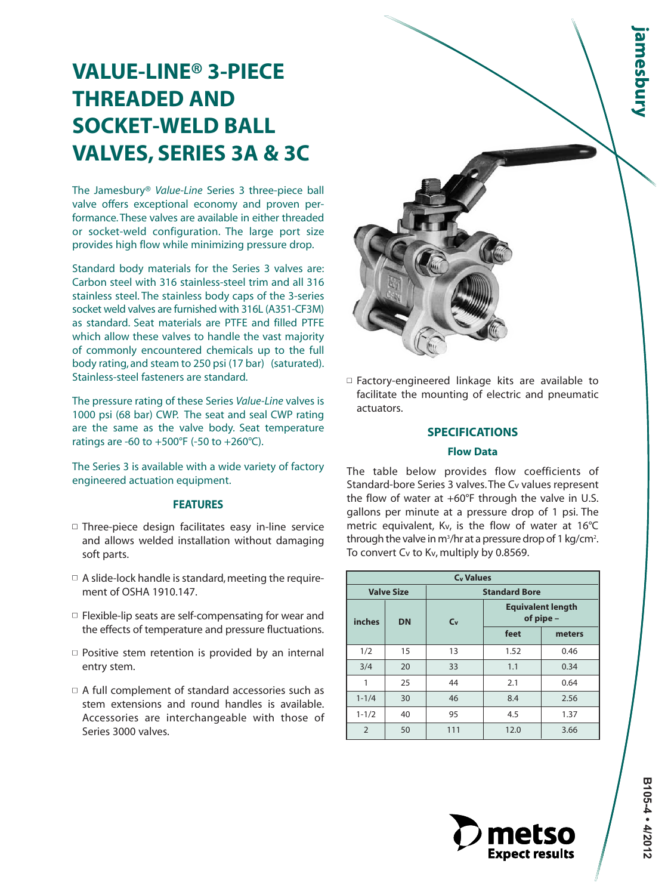# VALUE-LINE® 3-PIECE THREADED AND SOCKET-WELD BALL VALVES, SERIES 3A & 3C

The Jamesbury® *Value-Line* Series 3 three-piece ball valve offers exceptional economy and proven performance. These valves are available in either threaded or socket-weld configuration. The large port size provides high flow while minimizing pressure drop.

Standard body materials for the Series 3 valves are: Carbon steel with 316 stainless-steel trim and all 316 stainless steel. The stainless body caps of the 3-series socket weld valves are furnished with 316L (A351-CF3M) as standard. Seat materials are PTFE and filled PTFE which allow these valves to handle the vast majority of commonly encountered chemicals up to the full body rating, and steam to 250 psi (17 bar) (saturated). Stainless-steel fasteners are standard.

The pressure rating of these Series *Value-Line* valves is 1000 psi (68 bar) CWP. The seat and seal CWP rating are the same as the valve body. Seat temperature ratings are -60 to +500°F (-50 to +260°C).

The Series 3 is available with a wide variety of factory engineered actuation equipment.

## FEATURES

- Three-piece design facilitates easy in-line service and allows welded installation without damaging soft parts.
- A slide-lock handle is standard, meeting the requirement of OSHA 1910.147.
- Flexible-lip seats are self-compensating for wear and the effects of temperature and pressure fluctuations.
- Positive stem retention is provided by an internal entry stem.
- A full complement of standard accessories such as stem extensions and round handles is available. Accessories are interchangeable with those of Series 3000 valves.
- Factory-engineered linkage kits are available to facilitate the mounting of electric and pneumatic actuators.

## SPECIFICATIONS

### Flow Data

The table below provides flow coefficients of Standard-bore Series 3 valves. The $C_v$ values represent the flow of water at +60°F through the valve in U.S. gallons per minute at a pressure drop of 1 psi. The metric equivalent, $K_v$, is the flow of water at 16°C through the valve in $m^3$/hr at a pressure drop of 1 kg/cm$^2$. To convert $C_v$ to $K_v$, multiply by 0.8569.

| $C_v$ Values | | | | |
|---|---|---|---|---|
| Valve Size | | Standard Bore | | |
| inches | DN | $C_v$ | Equivalent length of pipe – feet | Equivalent length of pipe – meters |
| 1/2 | 15 | 13 | 1.52 | 0.46 |
| 3/4 | 20 | 33 | 1.1 | 0.34 |
| 1 | 25 | 44 | 2.1 | 0.64 |
| 1-1/4 | 30 | 46 | 8.4 | 2.56 |
| 1-1/2 | 40 | 95 | 4.5 | 1.37 |
| 2 | 50 | 111 | 12.0 | 3.66 |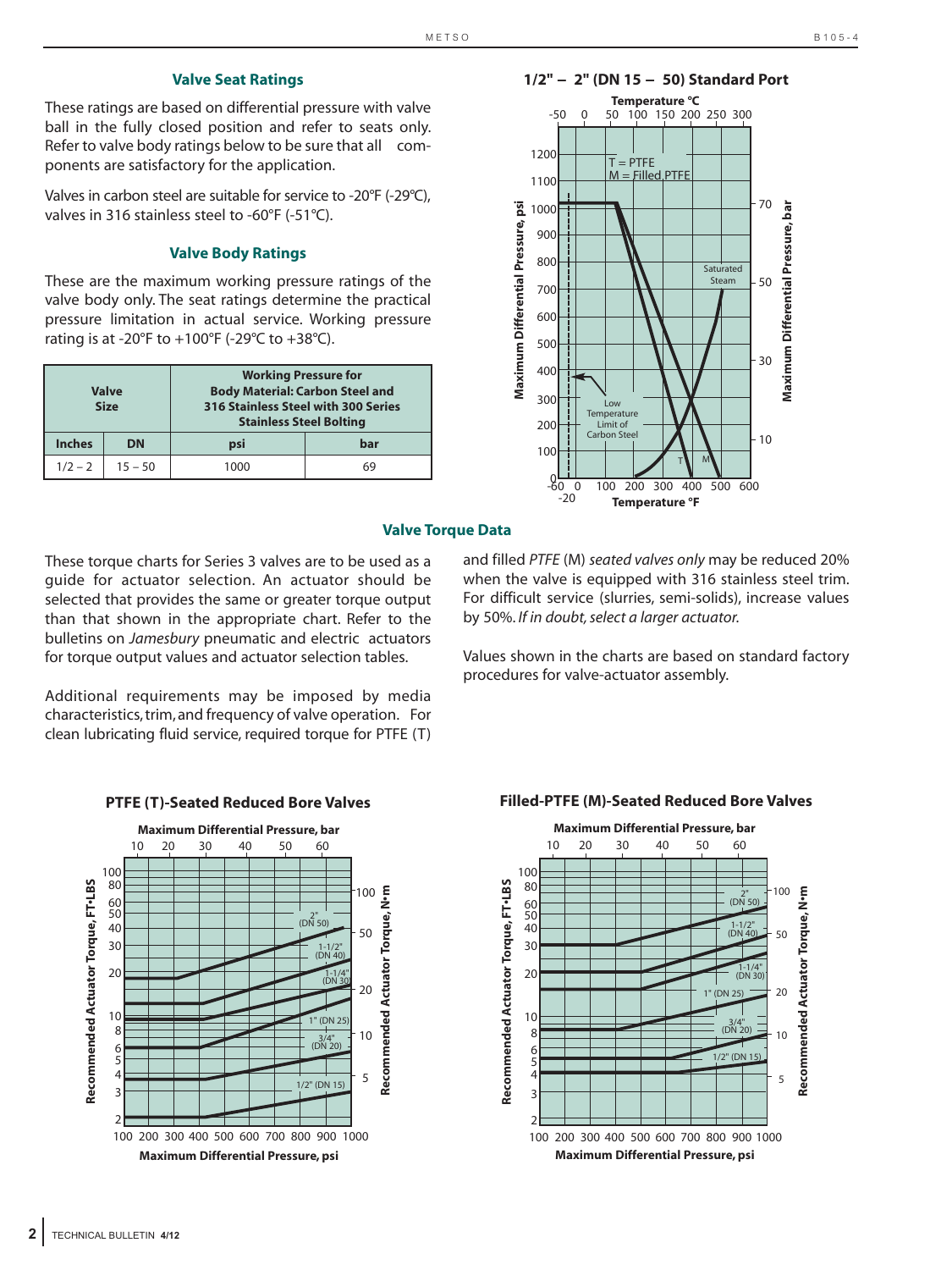### Valve Seat Ratings

These ratings are based on differential pressure with valve ball in the fully closed position and refer to seats only. Refer to valve body ratings below to be sure that all components are satisfactory for the application.

Valves in carbon steel are suitable for service to -20°F (-29°C), valves in 316 stainless to -60°F (-51°C).

### Valve Body Ratings

These are the maximum working pressure ratings of the valve body only. The seat ratings determine the practical pressure limitation in actual service. Working pressure rating is at -20°F to +100°F (-29°C to +38°C).

| Valve Size | | Working Pressure for Body Material: Carbon Steel and 316 Stainless Steel with 300 Series Stainless Steel Bolting | |
|---|---|---|---|
| Inches | DN | psi | bar |
| 1/2 – 2 | 15 – 50 | 1000 | 69 |

### 1/2" – 2" (DN 15 – 50) Standard Port

T = PTFE
M = Filled PTFE

### Valve Torque Data

These torque charts for Series 3 valves are to be used as a guide for actuator selection. An actuator should be selected that provides the same or greater torque output than that shown in the appropriate chart. Refer to the bulletins on *Jamesbury* pneumatic and electric actuators for torque output values and actuator selection tables.

Additional requirements may be imposed by media characteristics, trim, and frequency of valve operation. For clean lubricating fluid service, required torque for PTFE (T) and filled *PTFE* (M) *seated valves only* may be reduced 20% when the valve is equipped with 316 stainless steel trim. For difficult service (slurries, semi-solids), increase values by 50%. *If in doubt, select a larger actuator.*

Values shown in the charts are based on standard factory procedures for valve-actuator assembly.

#### PTFE (T)-Seated Reduced Bore Valves

#### Filled-PTFE (M)-Seated Reduced Bore Valves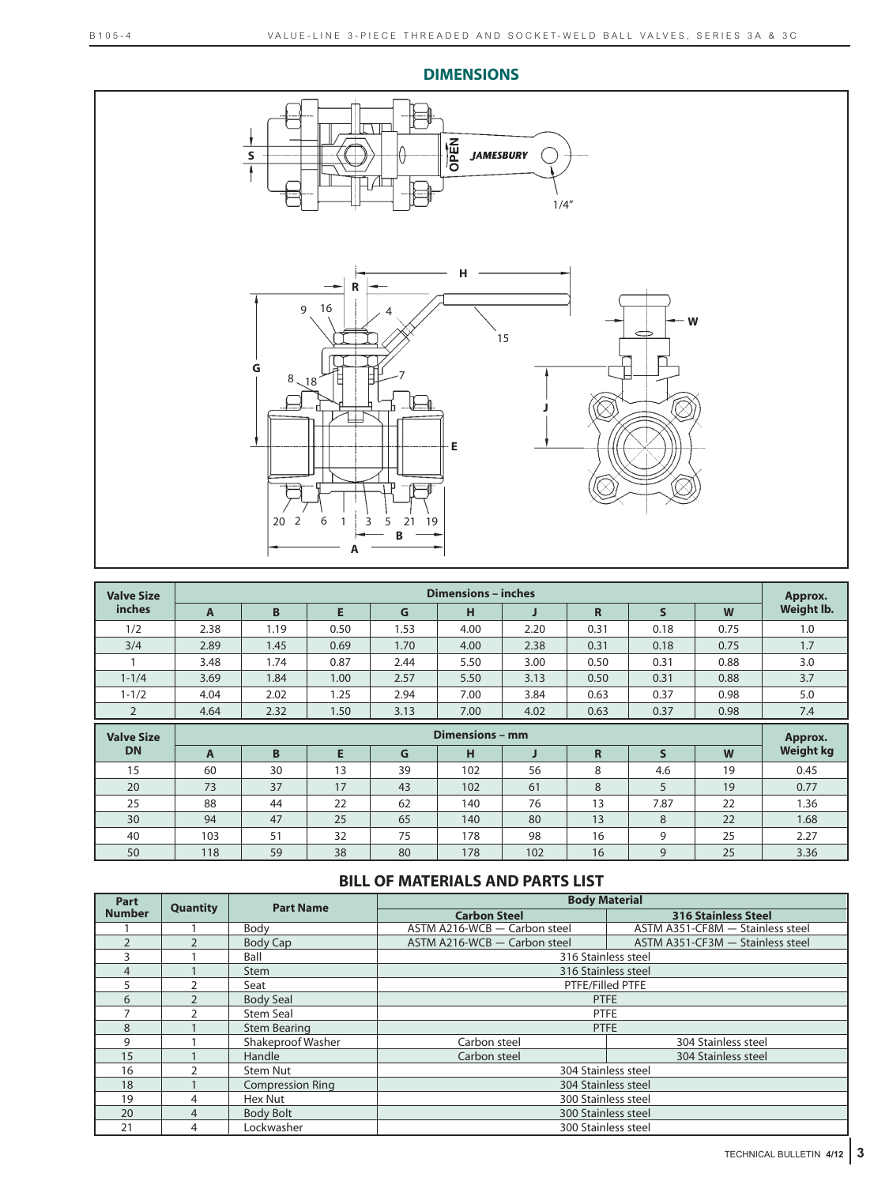## DIMENSIONS

| Valve Size inches | Dimensions – inches | | | | | | | | | Approx. Weight lb. |
|---|---|---|---|---|---|---|---|---|---|---|
| | A | B | E | G | H | J | R | S | W | |
| 1/2 | 2.38 | 1.19 | 0.50 | 1.53 | 4.00 | 2.20 | 0.31 | 0.18 | 0.75 | 1.0 |
| 3/4 | 2.89 | 1.45 | 0.69 | 1.70 | 4.00 | 2.38 | 0.31 | 0.18 | 0.75 | 1.7 |
| 1 | 3.48 | 1.74 | 0.87 | 2.44 | 5.50 | 3.00 | 0.50 | 0.31 | 0.88 | 3.0 |
| 1-1/4 | 3.69 | 1.84 | 1.00 | 2.57 | 5.50 | 3.13 | 0.50 | 0.31 | 0.88 | 3.7 |
| 1-1/2 | 4.04 | 2.02 | 1.25 | 2.94 | 7.00 | 3.84 | 0.63 | 0.37 | 0.98 | 5.0 |
| 2 | 4.64 | 2.32 | 1.50 | 3.13 | 7.00 | 4.02 | 0.63 | 0.37 | 0.98 | 7.4 |

| Valve Size DN | Dimensions – mm | | | | | | | | | Approx. Weight kg |
|---|---|---|---|---|---|---|---|---|---|---|
| | A | B | E | G | H | J | R | S | W | |
| 15 | 60 | 30 | 13 | 39 | 102 | 56 | 8 | 4.6 | 19 | 0.45 |
| 20 | 73 | 37 | 17 | 43 | 102 | 61 | 8 | 5 | 19 | 0.77 |
| 25 | 88 | 44 | 22 | 62 | 140 | 76 | 13 | 7.87 | 22 | 1.36 |
| 30 | 94 | 47 | 25 | 65 | 140 | 80 | 13 | 8 | 22 | 1.68 |
| 40 | 103 | 51 | 32 | 75 | 178 | 98 | 16 | 9 | 25 | 2.27 |
| 50 | 118 | 59 | 38 | 80 | 178 | 102 | 16 | 9 | 25 | 3.36 |

## BILL OF MATERIALS AND PARTS LIST

| Part Number | Quantity | Part Name | Body Material | |
|---|---|---|---|---|
| | | | Carbon Steel | 316 Stainless Steel |
| 1 | 1 | Body | ASTM A216-WCB — Carbon steel | ASTM A351-CF8M — Stainless steel |
| 2 | 2 | Body Cap | ASTM A216-WCB — Carbon steel | ASTM A351-CF3M — Stainless steel |
| 3 | 1 | Ball | 316 Stainless steel | |
| 4 | 1 | Stem | 316 Stainless steel | |
| 5 | 2 | Seat | PTFE/Filled PTFE | |
| 6 | 2 | Body Seal | PTFE | |
| 7 | 2 | Stem Seal | PTFE | |
| 8 | 1 | Stem Bearing | PTFE | |
| 9 | 1 | Shakeproof Washer | Carbon steel | 304 Stainless steel |
| 15 | 1 | Handle | Carbon steel | 304 Stainless steel |
| 16 | 2 | Stem Nut | 304 Stainless steel | |
| 18 | 1 | Compression Ring | 304 Stainless steel | |
| 19 | 4 | Hex Nut | 300 Stainless steel | |
| 20 | 4 | Body Bolt | 300 Stainless steel | |
| 21 | 4 | Lockwasher | 300 Stainless steel | |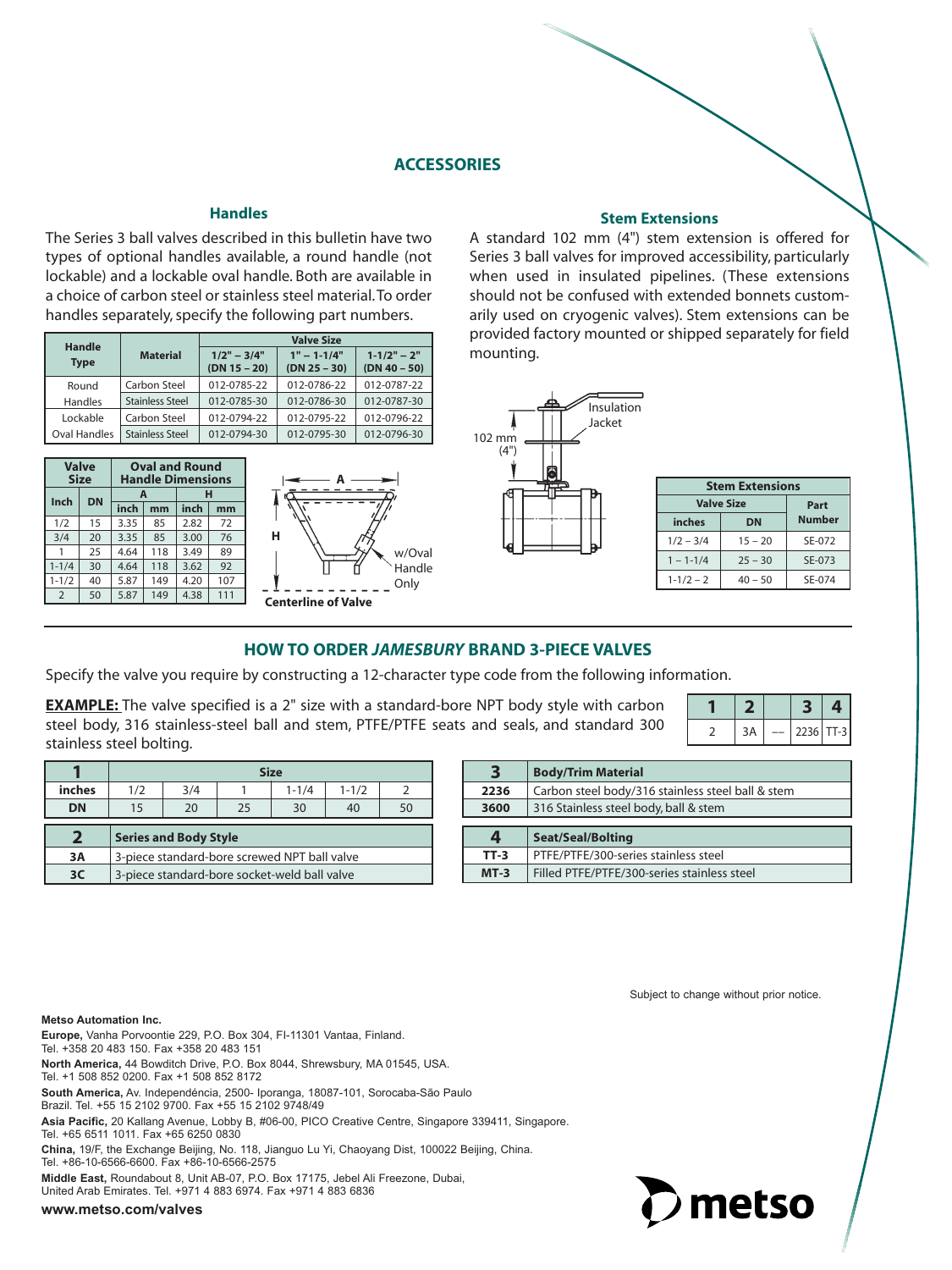## ACCESSORIES

### Handles

The Series 3 ball valves described in this bulletin have two types of optional handles available, a round handle (not lockable) and a lockable oval handle. Both are available in a choice of carbon steel or stainless steel material. To order handles separately, specify the following part numbers.

| Handle Type | Material | Valve Size | | |
|---|---|---|---|---|
| | | 1/2" – 3/4" (DN 15 – 20) | 1" – 1-1/4" (DN 25 – 30) | 1-1/2" – 2" (DN 40 – 50) |
| Round Handles | Carbon Steel | 012-0785-22 | 012-0786-22 | 012-0787-22 |
| | Stainless Steel | 012-0785-30 | 012-0786-30 | 012-0787-30 |
| Lockable Oval Handles | Carbon Steel | 012-0794-22 | 012-0795-22 | 012-0796-22 |
| | Stainless Steel | 012-0794-30 | 012-0795-30 | 012-0796-30 |

| Valve Size | | Oval and Round Handle Dimensions | | | |
|---|---|---|---|---|---|
| | | A | | H | |
| Inch | DN | inch | mm | inch | mm |
| 1/2 | 15 | 3.35 | 85 | 2.82 | 72 |
| 3/4 | 20 | 3.35 | 85 | 3.00 | 76 |
| 1 | 25 | 4.64 | 118 | 3.49 | 89 |
| 1-1/4 | 30 | 4.64 | 118 | 3.62 | 92 |
| 1-1/2 | 40 | 5.87 | 149 | 4.20 | 107 |
| 2 | 50 | 5.87 | 149 | 4.38 | 111 |

A

H

w/Oval Handle Only

Centerline of Valve

### Stem Extensions

A standard 102 mm (4") stem extension is offered for Series 3 ball valves for improved accessibility, particularly when used in insulated pipelines. (These extensions should not be confused with extended bonnets customarily used on cryogenic valves). Stem extensions can be provided factory mounted or shipped separately for field mounting.

Insulation Jacket

102 mm (4")

| Stem Extensions | | |
|---|---|---|
| Valve Size | | Part Number |
| inches | DN | |
| 1/2 – 3/4 | 15 – 20 | SE-072 |
| 1 – 1-1/4 | 25 – 30 | SE-073 |
| 1-1/2 – 2 | 40 – 50 | SE-074 |

## HOW TO ORDER *JAMESBURY* BRAND 3-PIECE VALVES

Specify the valve you require by constructing a 12-character type code from the following information.

**EXAMPLE:** The valve specified is a 2" size with a standard-bore NPT body style with carbon steel body, 316 stainless-steel ball and stem, PTFE/PTFE seats and seals, and standard 300 stainless steel bolting.

| 1 | 2 | | 3 | 4 |
|---|---|---|---|---|
| 2 | 3A | –– | 2236 | TT-3 |

| 1 | Size | | | | | |
|---|---|---|---|---|---|---|
| inches | 1/2 | 3/4 | 1 | 1-1/4 | 1-1/2 | 2 |
| DN | 15 | 20 | 25 | 30 | 40 | 50 |

| 2 | Series and Body Style |
|---|---|
| 3A | 3-piece standard-bore screwed NPT ball valve |
| 3C | 3-piece standard-bore socket-weld ball valve |

| 3 | Body/Trim Material |
|---|---|
| 2236 | Carbon steel body/316 stainless steel ball & stem |
| 3600 | 316 Stainless steel body, ball & stem |

| 4 | Seat/Seal/Bolting |
|---|---|
| TT-3 | PTFE/PTFE/300-series stainless steel |
| MT-3 | Filled PTFE/PTFE/300-series stainless steel |

Subject to change without prior notice.

**Metso Automation Inc.**

**Europe,** Vanha Porvoontie 229, P.O. Box 304, FI-11301 Vantaa, Finland.
Tel. +358 20 483 150. Fax +358 20 483 151

**North America,** 44 Bowditch Drive, P.O. Box 8044, Shrewsbury, MA 01545, USA.
Tel. +1 508 852 0200. Fax +1 508 852 8172

**South America,** Av. Independência, 2500- Iporanga, 18087-101, Sorocaba-São Paulo
Brazil. Tel. +55 15 2102 9700. Fax +55 15 2102 9748/49

**Asia Pacific,** 20 Kallang Avenue, Lobby B, #06-00, PICO Creative Centre, Singapore 339411, Singapore.
Tel. +65 6511 1011. Fax +65 6250 0830

**China,** 19/F, the Exchange Beijing, No. 118, Jianguo Lu Yi, Chaoyang Dist, 100022 Beijing, China.
Tel. +86-10-6566-6600. Fax +86-10-6566-2575

**Middle East,** Roundabout 8, Unit AB-07, P.O. Box 17175, Jebel Ali Freezone, Dubai,
United Arab Emirates. Tel. +971 4 883 6974. Fax +971 4 883 6836

**www.metso.com/valves**

metso